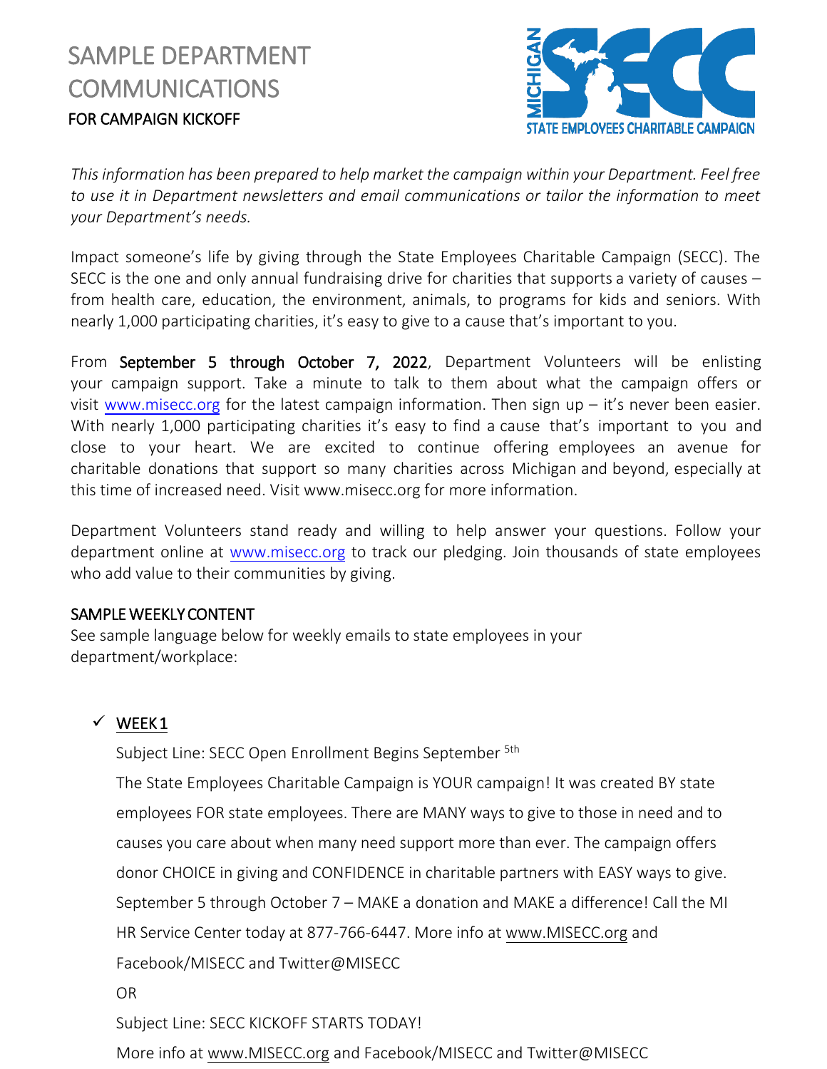# SAMPLE DEPARTMENT COMMUNICATIONS

## FOR CAMPAIGN KICKOFF

MICHIGAN SECC
STATE EMPLOYEES CHARITABLE CAMPAIGN

*This information has been prepared to help market the campaign within your Department. Feel free to use it in Department newsletters and email communications or tailor the information to meet your Department's needs.*

Impact someone's life by giving through the State Employees Charitable Campaign (SECC). The SECC is the one and only annual fundraising drive for charities that supports a variety of causes – from health care, education, the environment, animals, to programs for kids and seniors. With nearly 1,000 participating charities, it's easy to give to a cause that's important to you.

From **September 5 through October 7, 2022**, Department Volunteers will be enlisting your campaign support. Take a minute to talk to them about what the campaign offers or visit www.misecc.org for the latest campaign information. Then sign up – it's never been easier. With nearly 1,000 participating charities it's easy to find a cause that's important to you and close to your heart. We are excited to continue offering employees an avenue for charitable donations that support so many charities across Michigan and beyond, especially at this time of increased need. Visit www.misecc.org for more information.

Department Volunteers stand ready and willing to help answer your questions. Follow your department online at www.misecc.org to track our pledging. Join thousands of state employees who add value to their communities by giving.

### SAMPLE WEEKLY CONTENT

See sample language below for weekly emails to state employees in your department/workplace:

- ✓ WEEK 1

  Subject Line: SECC Open Enrollment Begins September 5th

  The State Employees Charitable Campaign is YOUR campaign! It was created BY state employees FOR state employees. There are MANY ways to give to those in need and to causes you care about when many need support more than ever. The campaign offers donor CHOICE in giving and CONFIDENCE in charitable partners with EASY ways to give. September 5 through October 7 – MAKE a donation and MAKE a difference! Call the MI HR Service Center today at 877-766-6447. More info at www.MISECC.org and Facebook/MISECC and Twitter@MISECC

  OR

  Subject Line: SECC KICKOFF STARTS TODAY!

  More info at www.MISECC.org and Facebook/MISECC and Twitter@MISECC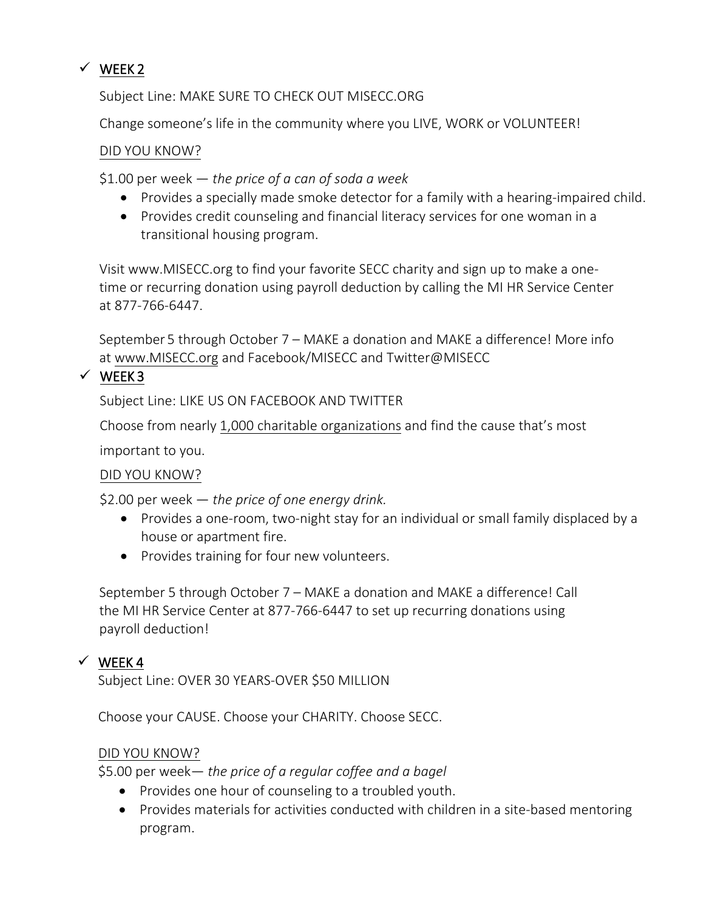## ✓ WEEK 2

Subject Line: MAKE SURE TO CHECK OUT MISECC.ORG

Change someone's life in the community where you LIVE, WORK or VOLUNTEER!

DID YOU KNOW?

$1.00 per week — *the price of a can of soda a week*

- Provides a specially made smoke detector for a family with a hearing-impaired child.
- Provides credit counseling and financial literacy services for one woman in a transitional housing program.

Visit www.MISECC.org to find your favorite SECC charity and sign up to make a one-time or recurring donation using payroll deduction by calling the MI HR Service Center at 877-766-6447.

September 5 through October 7 – MAKE a donation and MAKE a difference! More info at www.MISECC.org and Facebook/MISECC and Twitter@MISECC

## ✓ WEEK 3

Subject Line: LIKE US ON FACEBOOK AND TWITTER

Choose from nearly 1,000 charitable organizations and find the cause that's most important to you.

DID YOU KNOW?

$2.00 per week — *the price of one energy drink.*

- Provides a one-room, two-night stay for an individual or small family displaced by a house or apartment fire.
- Provides training for four new volunteers.

September 5 through October 7 – MAKE a donation and MAKE a difference! Call the MI HR Service Center at 877-766-6447 to set up recurring donations using payroll deduction!

## ✓ WEEK 4

Subject Line: OVER 30 YEARS-OVER $50 MILLION

Choose your CAUSE. Choose your CHARITY. Choose SECC.

DID YOU KNOW?

$5.00 per week— *the price of a regular coffee and a bagel*

- Provides one hour of counseling to a troubled youth.
- Provides materials for activities conducted with children in a site-based mentoring program.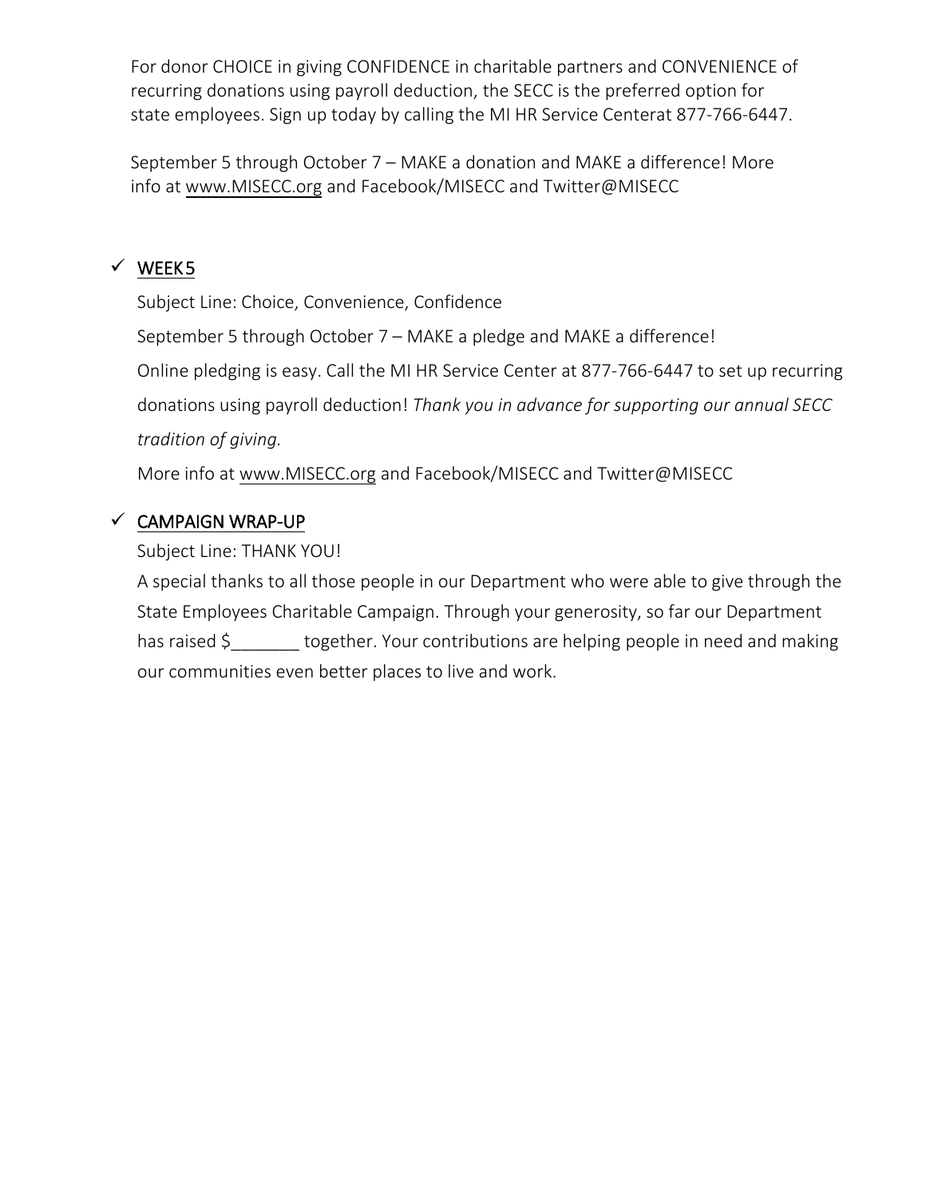For donor CHOICE in giving CONFIDENCE in charitable partners and CONVENIENCE of recurring donations using payroll deduction, the SECC is the preferred option for state employees. Sign up today by calling the MI HR Service Centerat 877-766-6447.

September 5 through October 7 – MAKE a donation and MAKE a difference! More info at www.MISECC.org and Facebook/MISECC and Twitter@MISECC

- ✓ WEEK5

  Subject Line: Choice, Convenience, Confidence

  September 5 through October 7 – MAKE a pledge and MAKE a difference!

  Online pledging is easy. Call the MI HR Service Center at 877-766-6447 to set up recurring donations using payroll deduction! *Thank you in advance for supporting our annual SECC tradition of giving.*

  More info at www.MISECC.org and Facebook/MISECC and Twitter@MISECC

- ✓ CAMPAIGN WRAP-UP

  Subject Line: THANK YOU!

  A special thanks to all those people in our Department who were able to give through the State Employees Charitable Campaign. Through your generosity, so far our Department has raised $_______ together. Your contributions are helping people in need and making our communities even better places to live and work.